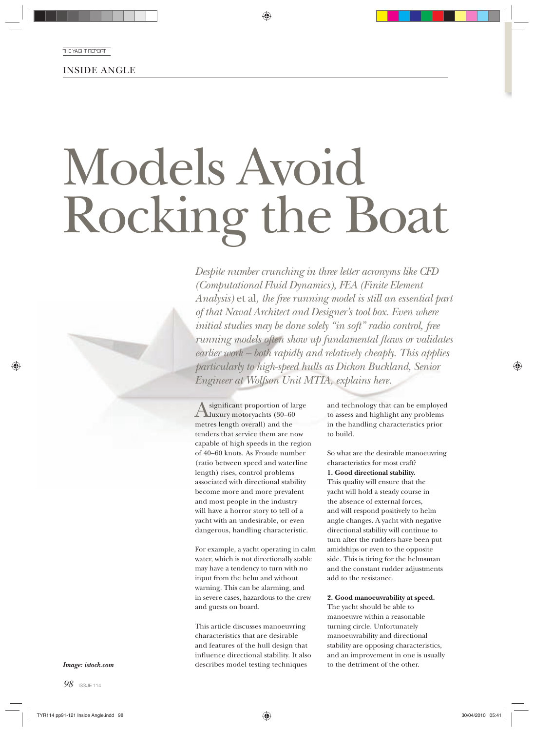INSIDE ANGLE

# Models Avoid Rocking the Boat

*Despite number crunching in three letter acronyms like CFD (Computational Fluid Dynamics), FEA (Finite Element Analysis)* et al*, the free running model is still an essential part of that Naval Architect and Designer's tool box. Even where initial studies may be done solely "in soft" radio control, free running models often show up fundamental flaws or validates earlier work – both rapidly and relatively cheaply. This applies particularly to high-speed hulls as Dickon Buckland, Senior Engineer at Wolfson Unit MTIA, explains here.*

*Image: istock.com*

A significant proportion of large luxury motoryachts (30–60 metres length overall) and the tenders that service them are now capable of high speeds in the region of 40–60 knots. As Froude number (ratio between speed and waterline length) rises, control problems associated with directional stability become more and more prevalent and most people in the industry will have a horror story to tell of a yacht with an undesirable, or even dangerous, handling characteristic.

For example, a yacht operating in calm water, which is not directionally stable may have a tendency to turn with no input from the helm and without warning. This can be alarming, and in severe cases, hazardous to the crew and guests on board.

This article discusses manoeuvring characteristics that are desirable and features of the hull design that influence directional stability. It also describes model testing techniques and technology that can be employed to assess and highlight any problems in the handling characteristics prior to build.

So what are the desirable manoeuvring characteristics for most craft?

**1. Good directional stability.**
This quality will ensure that the yacht will hold a steady course in the absence of external forces, and will respond positively to helm angle changes. A yacht with negative directional stability will continue to turn after the rudders have been put amidships or even to the opposite side. This is tiring for the helmsman and the constant rudder adjustments add to the resistance.

**2. Good manoeuvrability at speed.**
The yacht should be able to manoeuvre within a reasonable turning circle. Unfortunately manoeuvrability and directional stability are opposing characteristics, and an improvement in one is usually to the detriment of the other.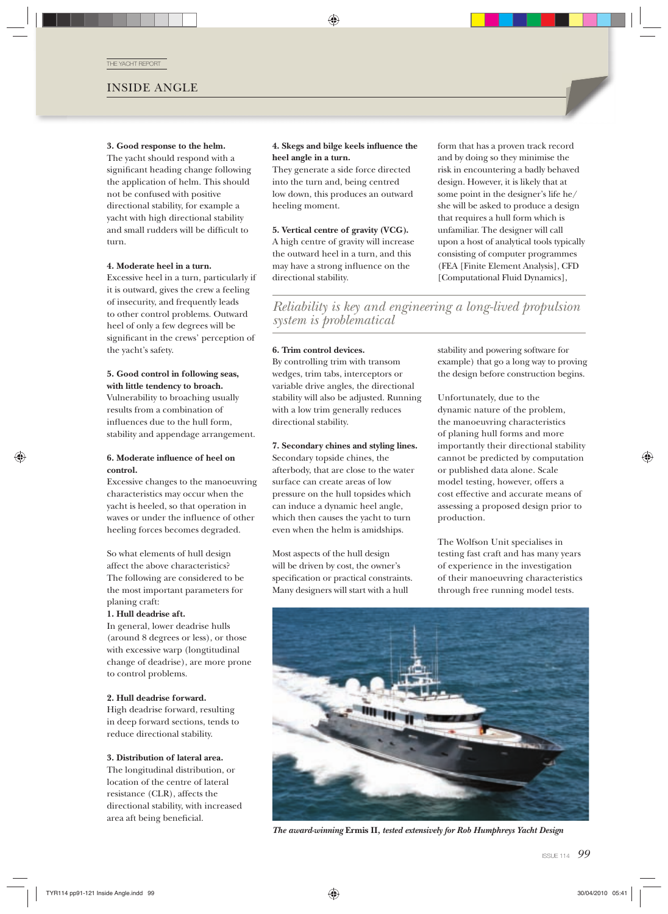**3. Good response to the helm.**
The yacht should respond with a significant heading change following the application of helm. This should not be confused with positive directional stability, for example a yacht with high directional stability and small rudders will be difficult to turn.

**4. Moderate heel in a turn.**
Excessive heel in a turn, particularly if it is outward, gives the crew a feeling of insecurity, and frequently leads to other control problems. Outward heel of only a few degrees will be significant in the crews' perception of the yacht's safety.

**5. Good control in following seas, with little tendency to broach.**
Vulnerability to broaching usually results from a combination of influences due to the hull form, stability and appendage arrangement.

**6. Moderate influence of heel on control.**
Excessive changes to the manoeuvring characteristics may occur when the yacht is heeled, so that operation in waves or under the influence of other heeling forces becomes degraded.

So what elements of hull design affect the above characteristics? The following are considered to be the most important parameters for planing craft:

**1. Hull deadrise aft.**
In general, lower deadrise hulls (around 8 degrees or less), or those with excessive warp (longtitudinal change of deadrise), are more prone to control problems.

**2. Hull deadrise forward.**
High deadrise forward, resulting in deep forward sections, tends to reduce directional stability.

**3. Distribution of lateral area.**
The longitudinal distribution, or location of the centre of lateral resistance (CLR), affects the directional stability, with increased area aft being beneficial.

**4. Skegs and bilge keels influence the heel angle in a turn.**
They generate a side force directed into the turn and, being centred low down, this produces an outward heeling moment.

**5. Vertical centre of gravity (VCG).**
A high centre of gravity will increase the outward heel in a turn, and this may have a strong influence on the directional stability.

**6. Trim control devices.**
By controlling trim with transom wedges, trim tabs, interceptors or variable drive angles, the directional stability will also be adjusted. Running with a low trim generally reduces directional stability.

**7. Secondary chines and styling lines.**
Secondary topside chines, the afterbody, that are close to the water surface can create areas of low pressure on the hull topsides which can induce a dynamic heel angle, which then causes the yacht to turn even when the helm is amidships.

Most aspects of the hull design will be driven by cost, the owner's specification or practical constraints. Many designers will start with a hull form that has a proven track record and by doing so they minimise the risk in encountering a badly behaved design. However, it is likely that at some point in the designer's life he/she will be asked to produce a design that requires a hull form which is unfamiliar. The designer will call upon a host of analytical tools typically consisting of computer programmes (FEA [Finite Element Analysis], CFD [Computational Fluid Dynamics], stability and powering software for example) that go a long way to proving the design before construction begins.

*Reliability is key and engineering a long-lived propulsion system is problematical*

Unfortunately, due to the dynamic nature of the problem, the manoeuvring characteristics of planing hull forms and more importantly their directional stability cannot be predicted by computation or published data alone. Scale model testing, however, offers a cost effective and accurate means of assessing a proposed design prior to production.

The Wolfson Unit specialises in testing fast craft and has many years of experience in the investigation of their manoeuvring characteristics through free running model tests.

*The award-winning* **Ermis II**, *tested extensively for Rob Humphreys Yacht Design*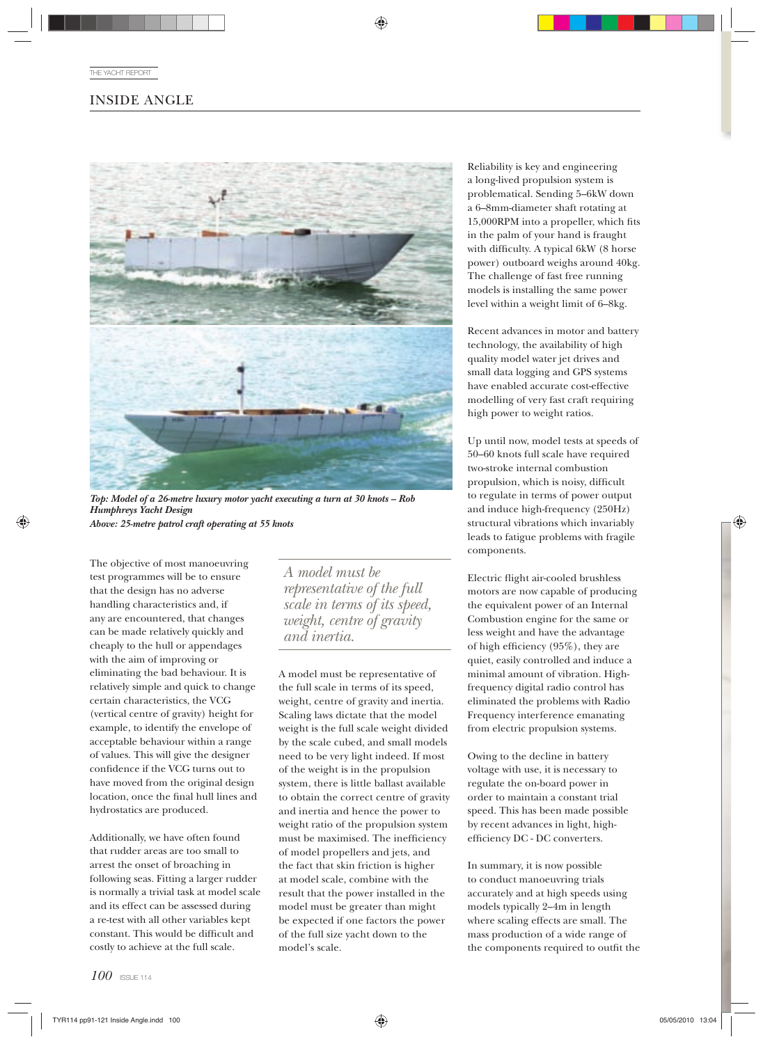## INSIDE ANGLE

*Top: Model of a 26-metre luxury motor yacht executing a turn at 30 knots – Rob Humphreys Yacht Design*
*Above: 25-metre patrol craft operating at 55 knots*

The objective of most manoeuvring test programmes will be to ensure that the design has no adverse handling characteristics and, if any are encountered, that changes can be made relatively quickly and cheaply to the hull or appendages with the aim of improving or eliminating the bad behaviour. It is relatively simple and quick to change certain characteristics, the VCG (vertical centre of gravity) height for example, to identify the envelope of acceptable behaviour within a range of values. This will give the designer confidence if the VCG turns out to have moved from the original design location, once the final hull lines and hydrostatics are produced.

Additionally, we have often found that rudder areas are too small to arrest the onset of broaching in following seas. Fitting a larger rudder is normally a trivial task at model scale and its effect can be assessed during a re-test with all other variables kept constant. This would be difficult and costly to achieve at the full scale.

> *A model must be representative of the full scale in terms of its speed, weight, centre of gravity and inertia.*

A model must be representative of the full scale in terms of its speed, weight, centre of gravity and inertia. Scaling laws dictate that the model weight is the full scale weight divided by the scale cubed, and small models need to be very light indeed. If most of the weight is in the propulsion system, there is little ballast available to obtain the correct centre of gravity and inertia and hence the power to weight ratio of the propulsion system must be maximised. The inefficiency of model propellers and jets, and the fact that skin friction is higher at model scale, combine with the result that the power installed in the model must be greater than might be expected if one factors the power of the full size yacht down to the model's scale.

Reliability is key and engineering a long-lived propulsion system is problematical. Sending 5–6kW down a 6–8mm-diameter shaft rotating at 15,000RPM into a propeller, which fits in the palm of your hand is fraught with difficulty. A typical 6kW (8 horse power) outboard weighs around 40kg. The challenge of fast free running models is installing the same power level within a weight limit of 6–8kg.

Recent advances in motor and battery technology, the availability of high quality model water jet drives and small data logging and GPS systems have enabled accurate cost-effective modelling of very fast craft requiring high power to weight ratios.

Up until now, model tests at speeds of 50–60 knots full scale have required two-stroke internal combustion propulsion, which is noisy, difficult to regulate in terms of power output and induce high-frequency (250Hz) structural vibrations which invariably leads to fatigue problems with fragile components.

Electric flight air-cooled brushless motors are now capable of producing the equivalent power of an Internal Combustion engine for the same or less weight and have the advantage of high efficiency (95%), they are quiet, easily controlled and induce a minimal amount of vibration. High-frequency digital radio control has eliminated the problems with Radio Frequency interference emanating from electric propulsion systems.

Owing to the decline in battery voltage with use, it is necessary to regulate the on-board power in order to maintain a constant trial speed. This has been made possible by recent advances in light, high-efficiency DC - DC converters.

In summary, it is now possible to conduct manoeuvring trials accurately and at high speeds using models typically 2–4m in length where scaling effects are small. The mass production of a wide range of the components required to outfit the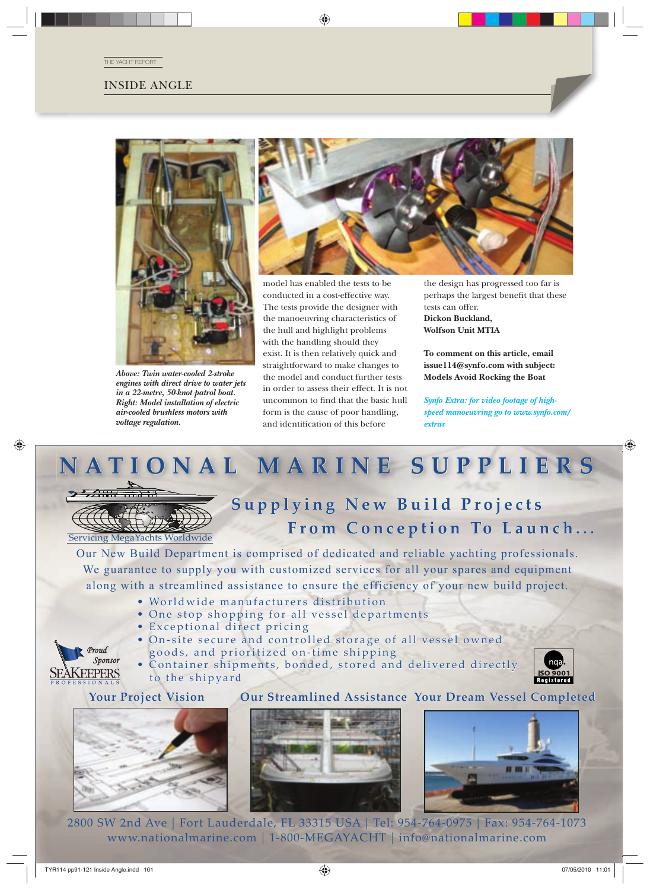*Above: Twin water-cooled 2-stroke engines with direct drive to water jets in a 22-metre, 50-knot patrol boat. Right: Model installation of electric air-cooled brushless motors with voltage regulation.*

model has enabled the tests to be conducted in a cost-effective way. The tests provide the designer with the manoeuvring characteristics of the hull and highlight problems with the handling should they exist. It is then relatively quick and straightforward to make changes to the model and conduct further tests in order to assess their effect. It is not uncommon to find that the basic hull form is the cause of poor handling, and identification of this before the design has progressed too far is perhaps the largest benefit that these tests can offer.

**Dickon Buckland, Wolfson Unit MTIA**

**To comment on this article, email issue114@synfo.com with subject: Models Avoid Rocking the Boat**

*Synfo Extra: for video footage of high-speed manoeuvring go to www.synfo.com/extras*

# NATIONAL MARINE SUPPLIERS

Servicing MegaYachts Worldwide

## Supplying New Build Projects From Conception To Launch...

Our New Build Department is comprised of dedicated and reliable yachting professionals. We guarantee to supply you with customized services for all your spares and equipment along with a streamlined assistance to ensure the efficiency of your new build project.

- Worldwide manufacturers distribution
- One stop shopping for all vessel departments
- Exceptional direct pricing
- On-site secure and controlled storage of all vessel owned goods, and prioritized on-time shipping
- Container shipments, bonded, stored and delivered directly to the shipyard

Proud Sponsor SEAKEEPERS PROFESSIONALS

nqa. ISO 9001 Registered

Your Project Vision | Our Streamlined Assistance | Your Dream Vessel Completed

2800 SW 2nd Ave | Fort Lauderdale, FL 33315 USA | Tel: 954-764-0975 | Fax: 954-764-1073
www.nationalmarine.com | 1-800-MEGAYACHT | info@nationalmarine.com